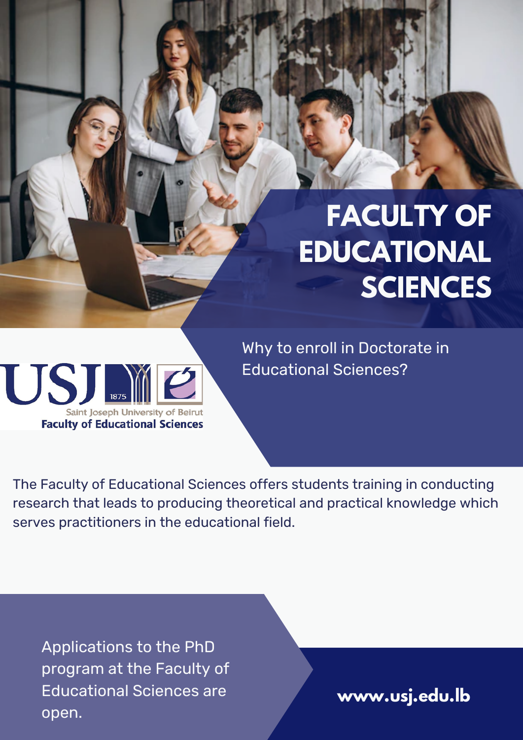# FACULTY OF EDUCATIONAL SCIENCES

USJ 1875
Saint Joseph University of Beirut
**Faculty of Educational Sciences**

## Why to enroll in Doctorate in Educational Sciences?

The Faculty of Educational Sciences offers students training in conducting research that leads to producing theoretical and practical knowledge which serves practitioners in the educational field.

Applications to the PhD program at the Faculty of Educational Sciences are open.

**www.usj.edu.lb**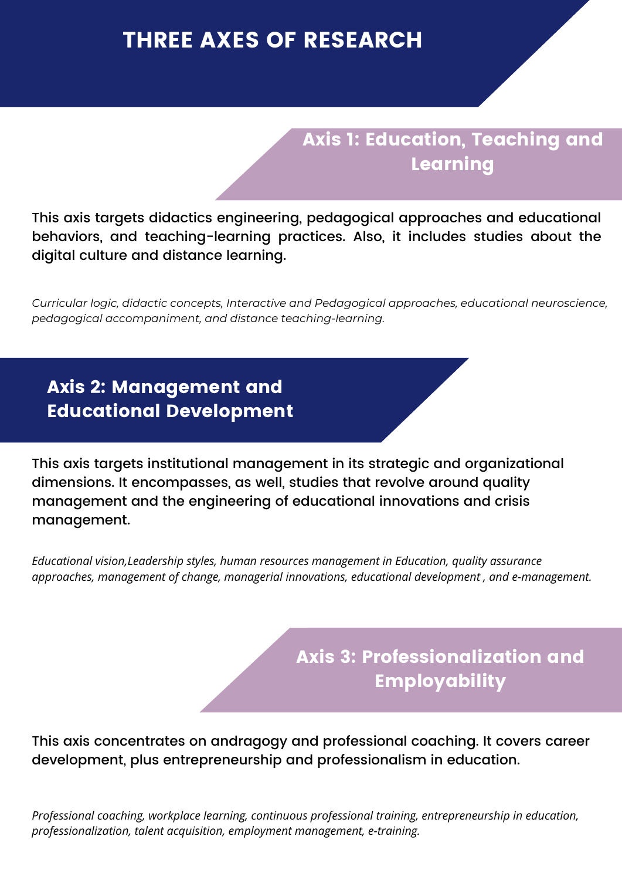# THREE AXES OF RESEARCH

## Axis 1: Education, Teaching and Learning

This axis targets didactics engineering, pedagogical approaches and educational behaviors, and teaching-learning practices. Also, it includes studies about the digital culture and distance learning.

*Curricular logic, didactic concepts, Interactive and Pedagogical approaches, educational neuroscience, pedagogical accompaniment, and distance teaching-learning.*

## Axis 2: Management and Educational Development

This axis targets institutional management in its strategic and organizational dimensions. It encompasses, as well, studies that revolve around quality management and the engineering of educational innovations and crisis management.

*Educational vision,Leadership styles, human resources management in Education, quality assurance approaches, management of change, managerial innovations, educational development , and e-management.*

## Axis 3: Professionalization and Employability

This axis concentrates on andragogy and professional coaching. It covers career development, plus entrepreneurship and professionalism in education.

*Professional coaching, workplace learning, continuous professional training, entrepreneurship in education, professionalization, talent acquisition, employment management, e-training.*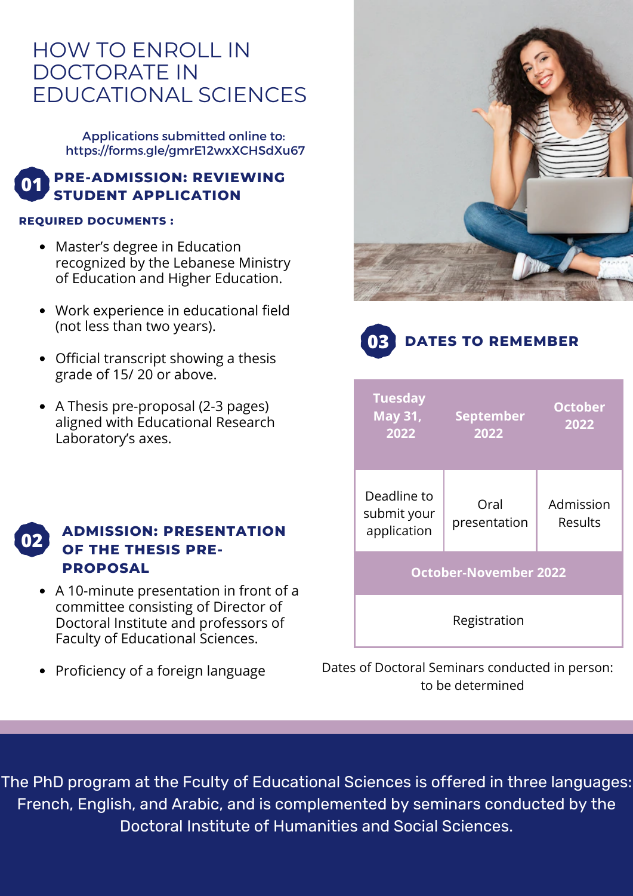# HOW TO ENROLL IN DOCTORATE IN EDUCATIONAL SCIENCES

Applications submitted online to:
https://forms.gle/gmrE12wxXCHSdXu67

## 01 PRE-ADMISSION: REVIEWING STUDENT APPLICATION

**REQUIRED DOCUMENTS :**

- Master's degree in Education recognized by the Lebanese Ministry of Education and Higher Education.
- Work experience in educational field (not less than two years).
- Official transcript showing a thesis grade of 15/ 20 or above.
- A Thesis pre-proposal (2-3 pages) aligned with Educational Research Laboratory's axes.

## 02 ADMISSION: PRESENTATION OF THE THESIS PRE-PROPOSAL

- A 10-minute presentation in front of a committee consisting of Director of Doctoral Institute and professors of Faculty of Educational Sciences.
- Proficiency of a foreign language

## 03 DATES TO REMEMBER

| Tuesday May 31, 2022 | September 2022 | October 2022 |
|---|---|---|
| Deadline to submit your application | Oral presentation | Admission Results |
| **October-November 2022** | | |
| Registration | | |

Dates of Doctoral Seminars conducted in person: to be determined

The PhD program at the Fculty of Educational Sciences is offered in three languages: French, English, and Arabic, and is complemented by seminars conducted by the Doctoral Institute of Humanities and Social Sciences.